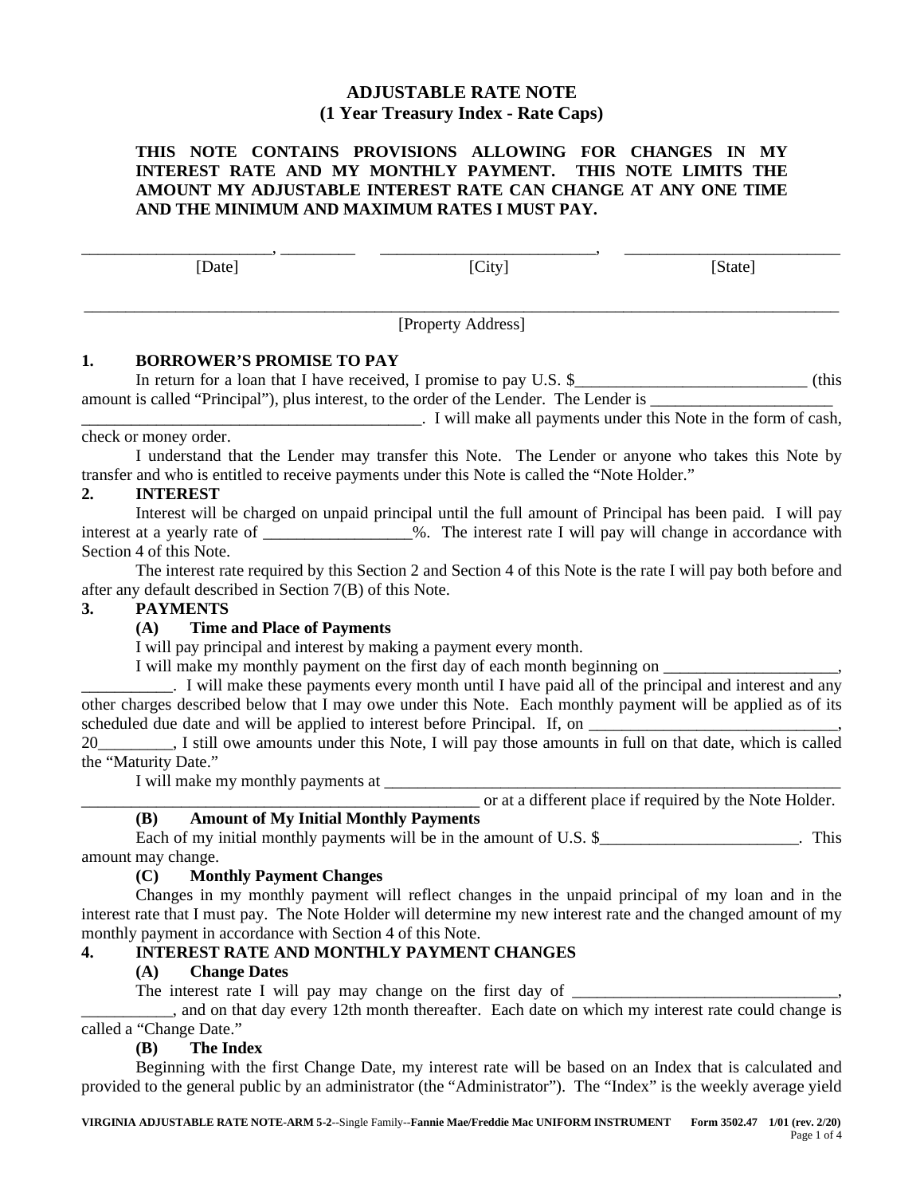# ADJUSTABLE RATE NOTE
## (1 Year Treasury Index - Rate Caps)

**THIS NOTE CONTAINS PROVISIONS ALLOWING FOR CHANGES IN MY INTEREST RATE AND MY MONTHLY PAYMENT. THIS NOTE LIMITS THE AMOUNT MY ADJUSTABLE INTEREST RATE CAN CHANGE AT ANY ONE TIME AND THE MINIMUM AND MAXIMUM RATES I MUST PAY.**

______________________, _________ [Date]  __________________________, [City]  __________________________ [State]

____________________________________________________________________________________________

[Property Address]

**1. BORROWER'S PROMISE TO PAY**

In return for a loan that I have received, I promise to pay U.S. $____________________________ (this amount is called "Principal"), plus interest, to the order of the Lender. The Lender is ______________________ _________________________________________. I will make all payments under this Note in the form of cash, check or money order.

I understand that the Lender may transfer this Note. The Lender or anyone who takes this Note by transfer and who is entitled to receive payments under this Note is called the "Note Holder."

**2. INTEREST**

Interest will be charged on unpaid principal until the full amount of Principal has been paid. I will pay interest at a yearly rate of _________________%. The interest rate I will pay will change in accordance with Section 4 of this Note.

The interest rate required by this Section 2 and Section 4 of this Note is the rate I will pay both before and after any default described in Section 7(B) of this Note.

**3. PAYMENTS**

**(A) Time and Place of Payments**

I will pay principal and interest by making a payment every month.

I will make my monthly payment on the first day of each month beginning on _____________________, ___________. I will make these payments every month until I have paid all of the principal and interest and any other charges described below that I may owe under this Note. Each monthly payment will be applied as of its scheduled due date and will be applied to interest before Principal. If, on ______________________________, 20_________, I still owe amounts under this Note, I will pay those amounts in full on that date, which is called the "Maturity Date."

I will make my monthly payments at ________________________________________________________ ________________________________________________ or at a different place if required by the Note Holder.

**(B) Amount of My Initial Monthly Payments**

Each of my initial monthly payments will be in the amount of U.S. $________________________. This amount may change.

**(C) Monthly Payment Changes**

Changes in my monthly payment will reflect changes in the unpaid principal of my loan and in the interest rate that I must pay. The Note Holder will determine my new interest rate and the changed amount of my monthly payment in accordance with Section 4 of this Note.

**4. INTEREST RATE AND MONTHLY PAYMENT CHANGES**

**(A) Change Dates**

The interest rate I will pay may change on the first day of ________________________________, ___________, and on that day every 12th month thereafter. Each date on which my interest rate could change is called a "Change Date."

**(B) The Index**

Beginning with the first Change Date, my interest rate will be based on an Index that is calculated and provided to the general public by an administrator (the "Administrator"). The "Index" is the weekly average yield

**VIRGINIA ADJUSTABLE RATE NOTE-ARM 5-2**--Single Family--**Fannie Mae/Freddie Mac UNIFORM INSTRUMENT** Form 3502.47 1/01 (rev. 2/20)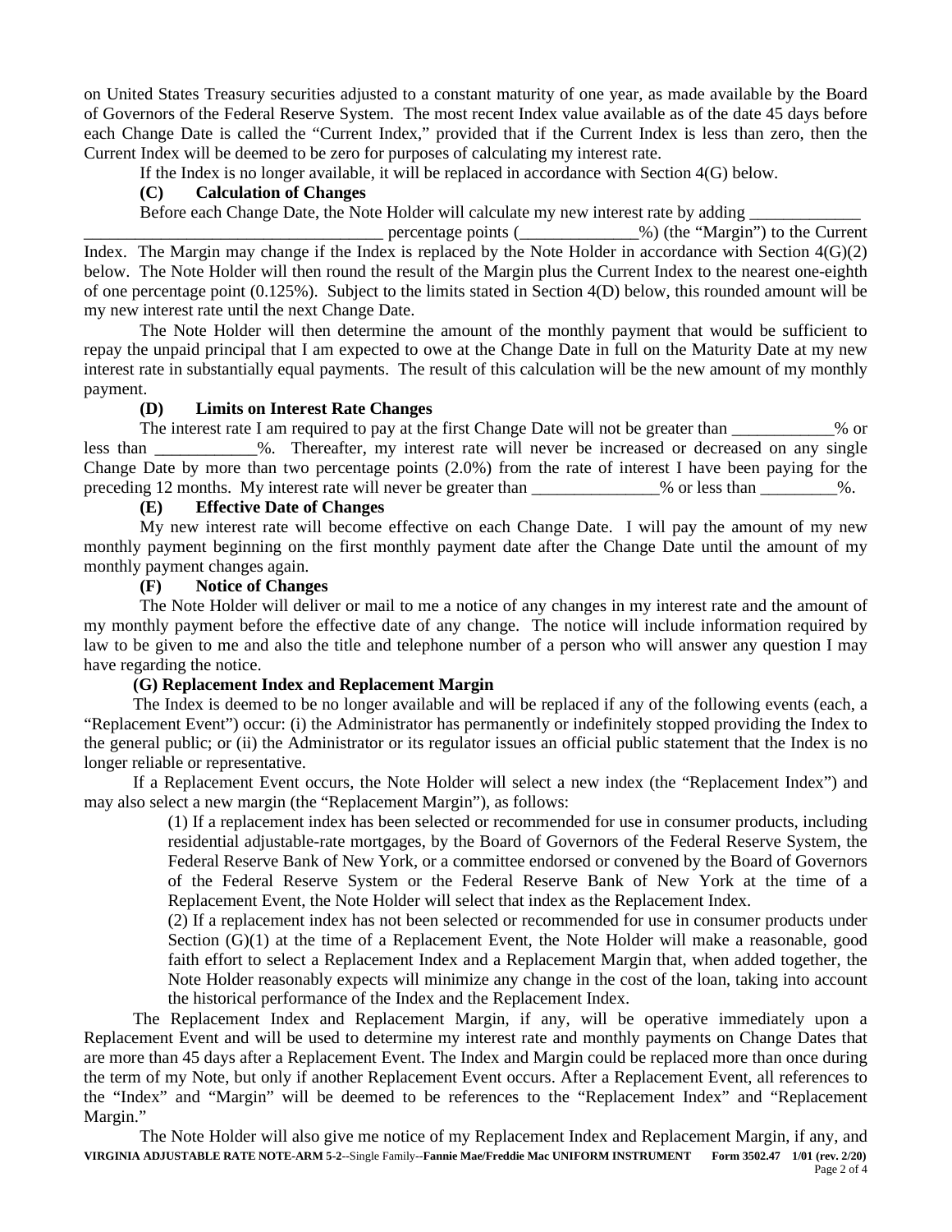on United States Treasury securities adjusted to a constant maturity of one year, as made available by the Board of Governors of the Federal Reserve System. The most recent Index value available as of the date 45 days before each Change Date is called the "Current Index," provided that if the Current Index is less than zero, then the Current Index will be deemed to be zero for purposes of calculating my interest rate.

If the Index is no longer available, it will be replaced in accordance with Section 4(G) below.

**(C) Calculation of Changes**

Before each Change Date, the Note Holder will calculate my new interest rate by adding _____________ ___________________________________ percentage points (______________%) (the "Margin") to the Current Index. The Margin may change if the Index is replaced by the Note Holder in accordance with Section 4(G)(2) below. The Note Holder will then round the result of the Margin plus the Current Index to the nearest one-eighth of one percentage point (0.125%). Subject to the limits stated in Section 4(D) below, this rounded amount will be my new interest rate until the next Change Date.

The Note Holder will then determine the amount of the monthly payment that would be sufficient to repay the unpaid principal that I am expected to owe at the Change Date in full on the Maturity Date at my new interest rate in substantially equal payments. The result of this calculation will be the new amount of my monthly payment.

**(D) Limits on Interest Rate Changes**

The interest rate I am required to pay at the first Change Date will not be greater than ____________% or less than ____________%. Thereafter, my interest rate will never be increased or decreased on any single Change Date by more than two percentage points (2.0%) from the rate of interest I have been paying for the preceding 12 months. My interest rate will never be greater than _______________% or less than _________%.

**(E) Effective Date of Changes**

My new interest rate will become effective on each Change Date. I will pay the amount of my new monthly payment beginning on the first monthly payment date after the Change Date until the amount of my monthly payment changes again.

**(F) Notice of Changes**

The Note Holder will deliver or mail to me a notice of any changes in my interest rate and the amount of my monthly payment before the effective date of any change. The notice will include information required by law to be given to me and also the title and telephone number of a person who will answer any question I may have regarding the notice.

**(G) Replacement Index and Replacement Margin**

The Index is deemed to be no longer available and will be replaced if any of the following events (each, a "Replacement Event") occur: (i) the Administrator has permanently or indefinitely stopped providing the Index to the general public; or (ii) the Administrator or its regulator issues an official public statement that the Index is no longer reliable or representative.

If a Replacement Event occurs, the Note Holder will select a new index (the "Replacement Index") and may also select a new margin (the "Replacement Margin"), as follows:

(1) If a replacement index has been selected or recommended for use in consumer products, including residential adjustable-rate mortgages, by the Board of Governors of the Federal Reserve System, the Federal Reserve Bank of New York, or a committee endorsed or convened by the Board of Governors of the Federal Reserve System or the Federal Reserve Bank of New York at the time of a Replacement Event, the Note Holder will select that index as the Replacement Index.

(2) If a replacement index has not been selected or recommended for use in consumer products under Section (G)(1) at the time of a Replacement Event, the Note Holder will make a reasonable, good faith effort to select a Replacement Index and a Replacement Margin that, when added together, the Note Holder reasonably expects will minimize any change in the cost of the loan, taking into account the historical performance of the Index and the Replacement Index.

The Replacement Index and Replacement Margin, if any, will be operative immediately upon a Replacement Event and will be used to determine my interest rate and monthly payments on Change Dates that are more than 45 days after a Replacement Event. The Index and Margin could be replaced more than once during the term of my Note, but only if another Replacement Event occurs. After a Replacement Event, all references to the "Index" and "Margin" will be deemed to be references to the "Replacement Index" and "Replacement Margin."

The Note Holder will also give me notice of my Replacement Index and Replacement Margin, if any, and

**VIRGINIA ADJUSTABLE RATE NOTE-ARM 5-2**--Single Family--**Fannie Mae/Freddie Mac UNIFORM INSTRUMENT Form 3502.47 1/01 (rev. 2/20)**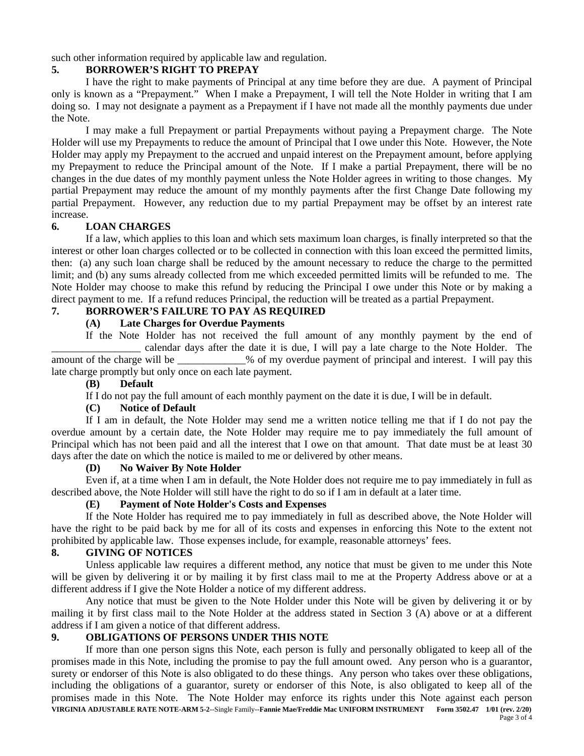such other information required by applicable law and regulation.

**5. BORROWER'S RIGHT TO PREPAY**

I have the right to make payments of Principal at any time before they are due. A payment of Principal only is known as a "Prepayment." When I make a Prepayment, I will tell the Note Holder in writing that I am doing so. I may not designate a payment as a Prepayment if I have not made all the monthly payments due under the Note.

I may make a full Prepayment or partial Prepayments without paying a Prepayment charge. The Note Holder will use my Prepayments to reduce the amount of Principal that I owe under this Note. However, the Note Holder may apply my Prepayment to the accrued and unpaid interest on the Prepayment amount, before applying my Prepayment to reduce the Principal amount of the Note. If I make a partial Prepayment, there will be no changes in the due dates of my monthly payment unless the Note Holder agrees in writing to those changes. My partial Prepayment may reduce the amount of my monthly payments after the first Change Date following my partial Prepayment. However, any reduction due to my partial Prepayment may be offset by an interest rate increase.

**6. LOAN CHARGES**

If a law, which applies to this loan and which sets maximum loan charges, is finally interpreted so that the interest or other loan charges collected or to be collected in connection with this loan exceed the permitted limits, then: (a) any such loan charge shall be reduced by the amount necessary to reduce the charge to the permitted limit; and (b) any sums already collected from me which exceeded permitted limits will be refunded to me. The Note Holder may choose to make this refund by reducing the Principal I owe under this Note or by making a direct payment to me. If a refund reduces Principal, the reduction will be treated as a partial Prepayment.

**7. BORROWER'S FAILURE TO PAY AS REQUIRED**

**(A) Late Charges for Overdue Payments**

If the Note Holder has not received the full amount of any monthly payment by the end of _________________ calendar days after the date it is due, I will pay a late charge to the Note Holder. The amount of the charge will be _____________% of my overdue payment of principal and interest. I will pay this late charge promptly but only once on each late payment.

**(B) Default**

If I do not pay the full amount of each monthly payment on the date it is due, I will be in default.

**(C) Notice of Default**

If I am in default, the Note Holder may send me a written notice telling me that if I do not pay the overdue amount by a certain date, the Note Holder may require me to pay immediately the full amount of Principal which has not been paid and all the interest that I owe on that amount. That date must be at least 30 days after the date on which the notice is mailed to me or delivered by other means.

**(D) No Waiver By Note Holder**

Even if, at a time when I am in default, the Note Holder does not require me to pay immediately in full as described above, the Note Holder will still have the right to do so if I am in default at a later time.

**(E) Payment of Note Holder's Costs and Expenses**

If the Note Holder has required me to pay immediately in full as described above, the Note Holder will have the right to be paid back by me for all of its costs and expenses in enforcing this Note to the extent not prohibited by applicable law. Those expenses include, for example, reasonable attorneys' fees.

**8. GIVING OF NOTICES**

Unless applicable law requires a different method, any notice that must be given to me under this Note will be given by delivering it or by mailing it by first class mail to me at the Property Address above or at a different address if I give the Note Holder a notice of my different address.

Any notice that must be given to the Note Holder under this Note will be given by delivering it or by mailing it by first class mail to the Note Holder at the address stated in Section 3 (A) above or at a different address if I am given a notice of that different address.

**9. OBLIGATIONS OF PERSONS UNDER THIS NOTE**

If more than one person signs this Note, each person is fully and personally obligated to keep all of the promises made in this Note, including the promise to pay the full amount owed. Any person who is a guarantor, surety or endorser of this Note is also obligated to do these things. Any person who takes over these obligations, including the obligations of a guarantor, surety or endorser of this Note, is also obligated to keep all of the promises made in this Note. The Note Holder may enforce its rights under this Note against each person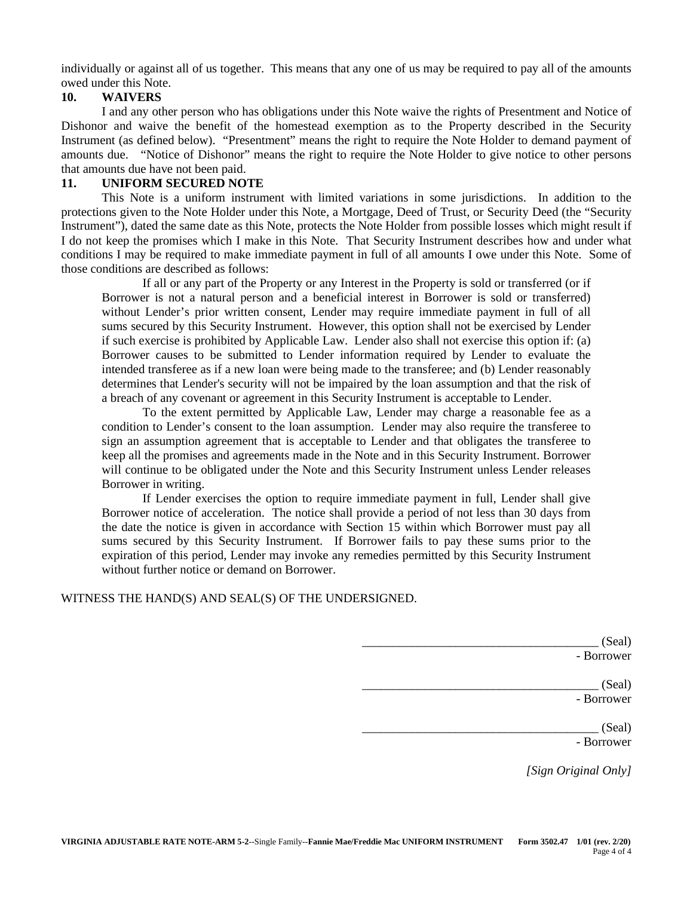individually or against all of us together. This means that any one of us may be required to pay all of the amounts owed under this Note.

**10. WAIVERS**

I and any other person who has obligations under this Note waive the rights of Presentment and Notice of Dishonor and waive the benefit of the homestead exemption as to the Property described in the Security Instrument (as defined below). "Presentment" means the right to require the Note Holder to demand payment of amounts due. "Notice of Dishonor" means the right to require the Note Holder to give notice to other persons that amounts due have not been paid.

**11. UNIFORM SECURED NOTE**

This Note is a uniform instrument with limited variations in some jurisdictions. In addition to the protections given to the Note Holder under this Note, a Mortgage, Deed of Trust, or Security Deed (the "Security Instrument"), dated the same date as this Note, protects the Note Holder from possible losses which might result if I do not keep the promises which I make in this Note. That Security Instrument describes how and under what conditions I may be required to make immediate payment in full of all amounts I owe under this Note. Some of those conditions are described as follows:

> If all or any part of the Property or any Interest in the Property is sold or transferred (or if Borrower is not a natural person and a beneficial interest in Borrower is sold or transferred) without Lender's prior written consent, Lender may require immediate payment in full of all sums secured by this Security Instrument. However, this option shall not be exercised by Lender if such exercise is prohibited by Applicable Law. Lender also shall not exercise this option if: (a) Borrower causes to be submitted to Lender information required by Lender to evaluate the intended transferee as if a new loan were being made to the transferee; and (b) Lender reasonably determines that Lender's security will not be impaired by the loan assumption and that the risk of a breach of any covenant or agreement in this Security Instrument is acceptable to Lender.
>
> To the extent permitted by Applicable Law, Lender may charge a reasonable fee as a condition to Lender's consent to the loan assumption. Lender may also require the transferee to sign an assumption agreement that is acceptable to Lender and that obligates the transferee to keep all the promises and agreements made in the Note and in this Security Instrument. Borrower will continue to be obligated under the Note and this Security Instrument unless Lender releases Borrower in writing.
>
> If Lender exercises the option to require immediate payment in full, Lender shall give Borrower notice of acceleration. The notice shall provide a period of not less than 30 days from the date the notice is given in accordance with Section 15 within which Borrower must pay all sums secured by this Security Instrument. If Borrower fails to pay these sums prior to the expiration of this period, Lender may invoke any remedies permitted by this Security Instrument without further notice or demand on Borrower.

WITNESS THE HAND(S) AND SEAL(S) OF THE UNDERSIGNED.

_______________________________________ (Seal)
- Borrower

_______________________________________ (Seal)
- Borrower

_______________________________________ (Seal)
- Borrower

*[Sign Original Only]*

**VIRGINIA ADJUSTABLE RATE NOTE-ARM 5-2**--Single Family--**Fannie Mae/Freddie Mac UNIFORM INSTRUMENT Form 3502.47 1/01 (rev. 2/20)**